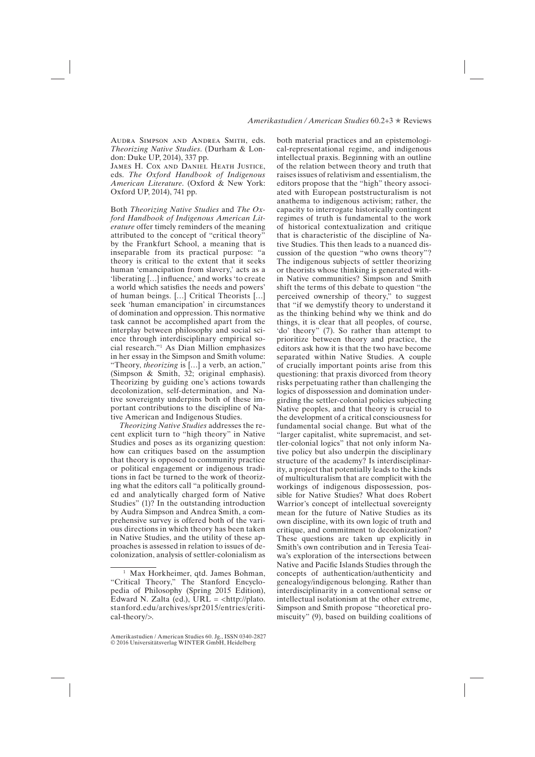Audra Simpson and Andrea Smith, eds. *Theorizing Native Studies*. (Durham & London: Duke UP, 2014), 337 pp.

James H. Cox and Daniel Heath Justice, eds. *The Oxford Handbook of Indigenous American Literature*. (Oxford & New York: Oxford UP, 2014), 741 pp.

Both *Theorizing Native Studies* and *The Oxford Handbook of Indigenous American Literature* offer timely reminders of the meaning attributed to the concept of "critical theory" by the Frankfurt School, a meaning that is inseparable from its practical purpose: "a theory is critical to the extent that it seeks human 'emancipation from slavery,' acts as a 'liberating […] influence,' and works 'to create a world which satisfies the needs and powers' of human beings. […] Critical Theorists […] seek 'human emancipation' in circumstances of domination and oppression. This normative task cannot be accomplished apart from the interplay between philosophy and social science through interdisciplinary empirical social research."[1] As Dian Million emphasizes in her essay in the Simpson and Smith volume: "Theory, *theorizing* is […] a verb, an action," (Simpson & Smith, 32; original emphasis). Theorizing by guiding one's actions towards decolonization, self-determination, and Native sovereignty underpins both of these important contributions to the discipline of Native American and Indigenous Studies.

*Theorizing Native Studies* addresses the recent explicit turn to "high theory" in Native Studies and poses as its organizing question: how can critiques based on the assumption that theory is opposed to community practice or political engagement or indigenous traditions in fact be turned to the work of theorizing what the editors call "a politically grounded and analytically charged form of Native Studies" (1)? In the outstanding introduction by Audra Simpson and Andrea Smith, a comprehensive survey is offered both of the various directions in which theory has been taken in Native Studies, and the utility of these approaches is assessed in relation to issues of decolonization, analysis of settler-colonialism as both material practices and an epistemological-representational regime, and indigenous intellectual praxis. Beginning with an outline of the relation between theory and truth that raises issues of relativism and essentialism, the editors propose that the "high" theory associated with European poststructuralism is not anathema to indigenous activism; rather, the capacity to interrogate historically contingent regimes of truth is fundamental to the work of historical contextualization and critique that is characteristic of the discipline of Native Studies. This then leads to a nuanced discussion of the question "who owns theory"? The indigenous subjects of settler theorizing or theorists whose thinking is generated within Native communities? Simpson and Smith shift the terms of this debate to question "the perceived ownership of theory," to suggest that "if we demystify theory to understand it as the thinking behind why we think and do things, it is clear that all peoples, of course, 'do' theory" (7). So rather than attempt to prioritize between theory and practice, the editors ask how it is that the two have become separated within Native Studies. A couple of crucially important points arise from this questioning: that praxis divorced from theory risks perpetuating rather than challenging the logics of dispossession and domination undergirding the settler-colonial policies subjecting Native peoples, and that theory is crucial to the development of a critical consciousness for fundamental social change. But what of the "larger capitalist, white supremacist, and settler-colonial logics" that not only inform Native policy but also underpin the disciplinary structure of the academy? Is interdisciplinarity, a project that potentially leads to the kinds of multiculturalism that are complicit with the workings of indigenous dispossession, possible for Native Studies? What does Robert Warrior's concept of intellectual sovereignty mean for the future of Native Studies as its own discipline, with its own logic of truth and critique, and commitment to decolonization? These questions are taken up explicitly in Smith's own contribution and in Teresia Teaiwa's exploration of the intersections between Native and Pacific Islands Studies through the concepts of authentication/authenticity and genealogy/indigenous belonging. Rather than interdisciplinarity in a conventional sense or intellectual isolationism at the other extreme, Simpson and Smith propose "theoretical promiscuity" (9), based on building coalitions of

[1] Max Horkheimer, qtd. James Bohman, "Critical Theory," The Stanford Encyclopedia of Philosophy (Spring 2015 Edition), Edward N. Zalta (ed.), URL = <http://plato.stanford.edu/archives/spr2015/entries/critical-theory/>.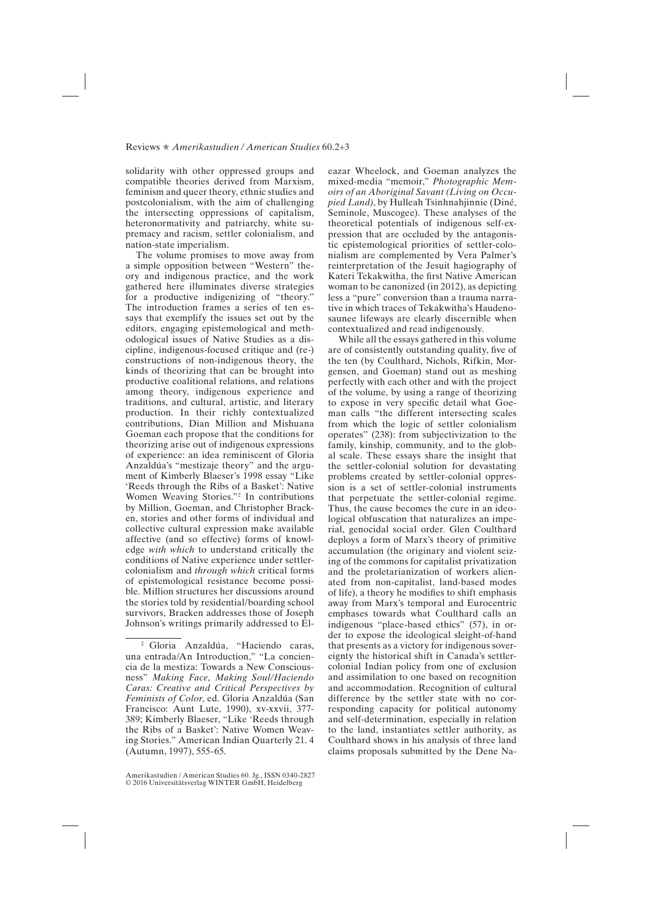solidarity with other oppressed groups and compatible theories derived from Marxism, feminism and queer theory, ethnic studies and postcolonialism, with the aim of challenging the intersecting oppressions of capitalism, heteronormativity and patriarchy, white supremacy and racism, settler colonialism, and nation-state imperialism.

The volume promises to move away from a simple opposition between "Western" theory and indigenous practice, and the work gathered here illuminates diverse strategies for a productive indigenizing of "theory." The introduction frames a series of ten essays that exemplify the issues set out by the editors, engaging epistemological and methodological issues of Native Studies as a discipline, indigenous-focused critique and (re-)constructions of non-indigenous theory, the kinds of theorizing that can be brought into productive coalitional relations, and relations among theory, indigenous experience and traditions, and cultural, artistic, and literary production. In their richly contextualized contributions, Dian Million and Mishuana Goeman each propose that the conditions for theorizing arise out of indigenous expressions of experience: an idea reminiscent of Gloria Anzaldúa's "mestizaje theory" and the argument of Kimberly Blaeser's 1998 essay "Like 'Reeds through the Ribs of a Basket': Native Women Weaving Stories."[2] In contributions by Million, Goeman, and Christopher Bracken, stories and other forms of individual and collective cultural expression make available affective (and so effective) forms of knowledge *with which* to understand critically the conditions of Native experience under settler-colonialism and *through which* critical forms of epistemological resistance become possible. Million structures her discussions around the stories told by residential/boarding school survivors, Bracken addresses those of Joseph Johnson's writings primarily addressed to Eleazar Wheelock, and Goeman analyzes the mixed-media "memoir," *Photographic Memoirs of an Aboriginal Savant (Living on Occupied Land)*, by Hulleah Tsinhnahjinnie (Diné, Seminole, Muscogee). These analyses of the theoretical potentials of indigenous self-expression that are occluded by the antagonistic epistemological priorities of settler-colonialism are complemented by Vera Palmer's reinterpretation of the Jesuit hagiography of Kateri Tekakwitha, the first Native American woman to be canonized (in 2012), as depicting less a "pure" conversion than a trauma narrative in which traces of Tekakwitha's Haudenosaunee lifeways are clearly discernible when contextualized and read indigenously.

While all the essays gathered in this volume are of consistently outstanding quality, five of the ten (by Coulthard, Nichols, Rifkin, Morgensen, and Goeman) stand out as meshing perfectly with each other and with the project of the volume, by using a range of theorizing to expose in very specific detail what Goeman calls "the different intersecting scales from which the logic of settler colonialism operates" (238): from subjectivization to the family, kinship, community, and to the global scale. These essays share the insight that the settler-colonial solution for devastating problems created by settler-colonial oppression is a set of settler-colonial instruments that perpetuate the settler-colonial regime. Thus, the cause becomes the cure in an ideological obfuscation that naturalizes an imperial, genocidal social order. Glen Coulthard deploys a form of Marx's theory of primitive accumulation (the originary and violent seizing of the commons for capitalist privatization and the proletarianization of workers alienated from non-capitalist, land-based modes of life), a theory he modifies to shift emphasis away from Marx's temporal and Eurocentric emphases towards what Coulthard calls an indigenous "place-based ethics" (57), in order to expose the ideological sleight-of-hand that presents as a victory for indigenous sovereignty the historical shift in Canada's settler-colonial Indian policy from one of exclusion and assimilation to one based on recognition and accommodation. Recognition of cultural difference by the settler state with no corresponding capacity for political autonomy and self-determination, especially in relation to the land, instantiates settler authority, as Coulthard shows in his analysis of three land claims proposals submitted by the Dene Na-

[2] Gloria Anzaldúa, "Haciendo caras, una entrada/An Introduction," "La conciencia de la mestiza: Towards a New Consciousness" *Making Face, Making Soul/Haciendo Caras: Creative and Critical Perspectives by Feminists of Color*, ed. Gloria Anzaldúa (San Francisco: Aunt Lute, 1990), xv-xxvii, 377-389; Kimberly Blaeser, "Like 'Reeds through the Ribs of a Basket': Native Women Weaving Stories." American Indian Quarterly 21. 4 (Autumn, 1997), 555-65.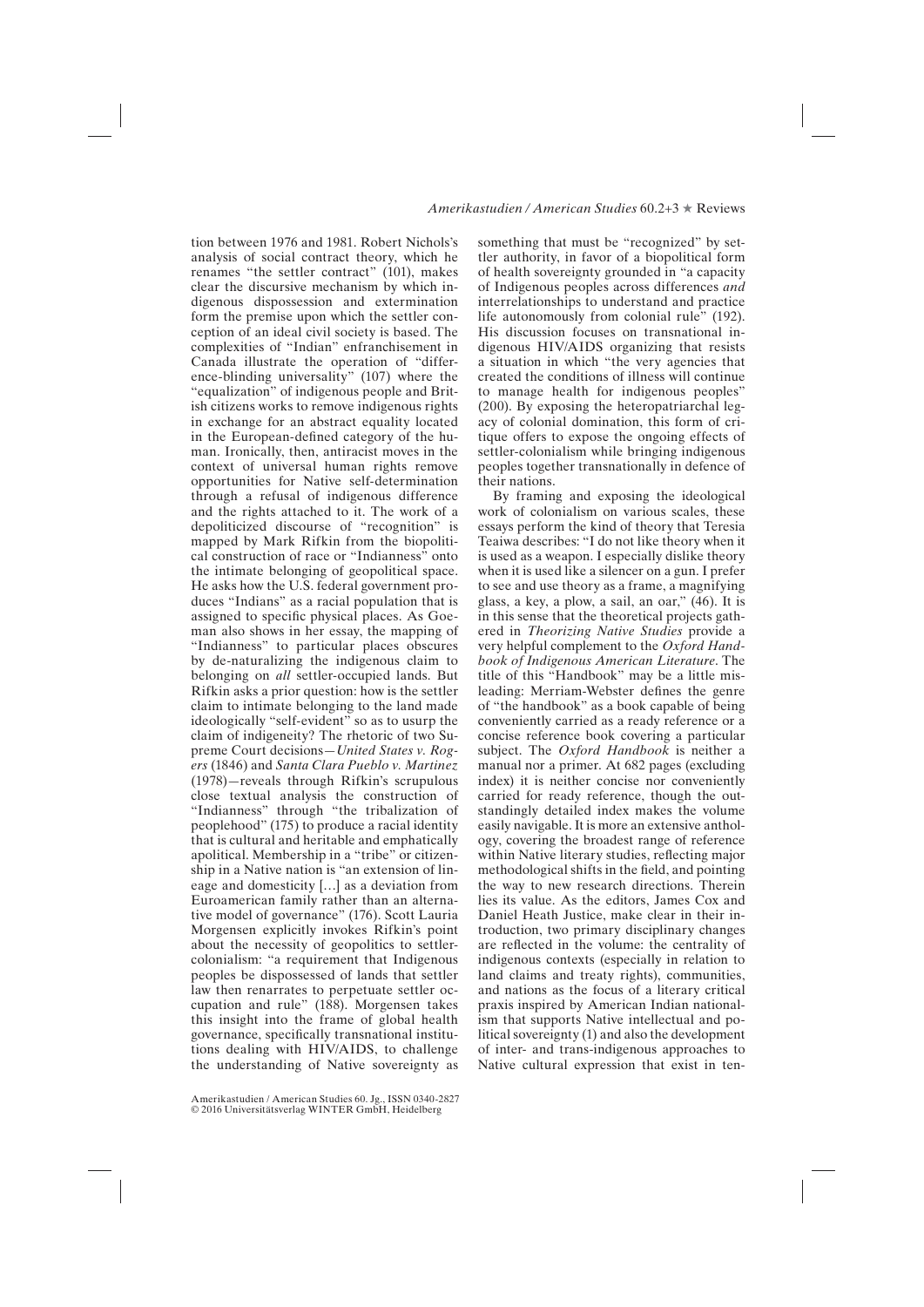tion between 1976 and 1981. Robert Nichols's analysis of social contract theory, which he renames "the settler contract" (101), makes clear the discursive mechanism by which indigenous dispossession and extermination form the premise upon which the settler conception of an ideal civil society is based. The complexities of "Indian" enfranchisement in Canada illustrate the operation of "difference-blinding universality" (107) where the "equalization" of indigenous people and British citizens works to remove indigenous rights in exchange for an abstract equality located in the European-defined category of the human. Ironically, then, antiracist moves in the context of universal human rights remove opportunities for Native self-determination through a refusal of indigenous difference and the rights attached to it. The work of a depoliticized discourse of "recognition" is mapped by Mark Rifkin from the biopolitical construction of race or "Indianness" onto the intimate belonging of geopolitical space. He asks how the U.S. federal government produces "Indians" as a racial population that is assigned to specific physical places. As Goeman also shows in her essay, the mapping of "Indianness" to particular places obscures by de-naturalizing the indigenous claim to belonging on *all* settler-occupied lands. But Rifkin asks a prior question: how is the settler claim to intimate belonging to the land made ideologically "self-evident" so as to usurp the claim of indigeneity? The rhetoric of two Supreme Court decisions—*United States v. Rogers* (1846) and *Santa Clara Pueblo v. Martinez* (1978)—reveals through Rifkin's scrupulous close textual analysis the construction of "Indianness" through "the tribalization of peoplehood" (175) to produce a racial identity that is cultural and heritable and emphatically apolitical. Membership in a "tribe" or citizenship in a Native nation is "an extension of lineage and domesticity […] as a deviation from Euroamerican family rather than an alternative model of governance" (176). Scott Lauria Morgensen explicitly invokes Rifkin's point about the necessity of geopolitics to settler-colonialism: "a requirement that Indigenous peoples be dispossessed of lands that settler law then renarrates to perpetuate settler occupation and rule" (188). Morgensen takes this insight into the frame of global health governance, specifically transnational institutions dealing with HIV/AIDS, to challenge the understanding of Native sovereignty as something that must be "recognized" by settler authority, in favor of a biopolitical form of health sovereignty grounded in "a capacity of Indigenous peoples across differences *and* interrelationships to understand and practice life autonomously from colonial rule" (192). His discussion focuses on transnational indigenous HIV/AIDS organizing that resists a situation in which "the very agencies that created the conditions of illness will continue to manage health for indigenous peoples" (200). By exposing the heteropatriarchal legacy of colonial domination, this form of critique offers to expose the ongoing effects of settler-colonialism while bringing indigenous peoples together transnationally in defence of their nations.

By framing and exposing the ideological work of colonialism on various scales, these essays perform the kind of theory that Teresia Teaiwa describes: "I do not like theory when it is used as a weapon. I especially dislike theory when it is used like a silencer on a gun. I prefer to see and use theory as a frame, a magnifying glass, a key, a plow, a sail, an oar," (46). It is in this sense that the theoretical projects gathered in *Theorizing Native Studies* provide a very helpful complement to the *Oxford Handbook of Indigenous American Literature*. The title of this "Handbook" may be a little misleading: Merriam-Webster defines the genre of "the handbook" as a book capable of being conveniently carried as a ready reference or a concise reference book covering a particular subject. The *Oxford Handbook* is neither a manual nor a primer. At 682 pages (excluding index) it is neither concise nor conveniently carried for ready reference, though the outstandingly detailed index makes the volume easily navigable. It is more an extensive anthology, covering the broadest range of reference within Native literary studies, reflecting major methodological shifts in the field, and pointing the way to new research directions. Therein lies its value. As the editors, James Cox and Daniel Heath Justice, make clear in their introduction, two primary disciplinary changes are reflected in the volume: the centrality of indigenous contexts (especially in relation to land claims and treaty rights), communities, and nations as the focus of a literary critical praxis inspired by American Indian nationalism that supports Native intellectual and political sovereignty (1) and also the development of inter- and trans-indigenous approaches to Native cultural expression that exist in ten-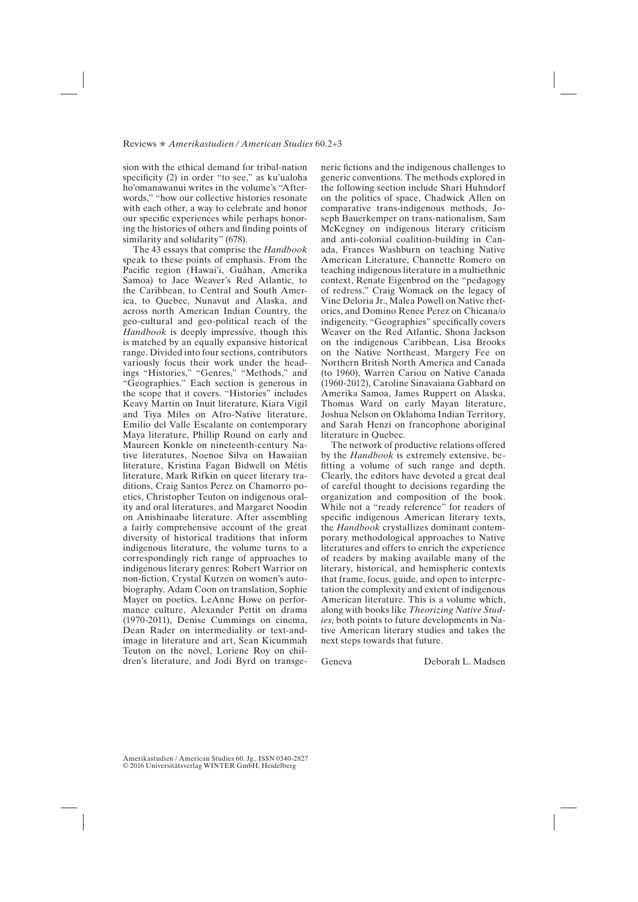sion with the ethical demand for tribal-nation specificity (2) in order "to see," as ku'ualoha ho'omanawanui writes in the volume's "Afterwords," "how our collective histories resonate with each other, a way to celebrate and honor our specific experiences while perhaps honoring the histories of others and finding points of similarity and solidarity" (678).

The 43 essays that comprise the *Handbook* speak to these points of emphasis. From the Pacific region (Hawai'i, Guåhan, Amerika Samoa) to Jace Weaver's Red Atlantic, to the Caribbean, to Central and South America, to Quebec, Nunavut and Alaska, and across north American Indian Country, the geo-cultural and geo-political reach of the *Handbook* is deeply impressive, though this is matched by an equally expansive historical range. Divided into four sections, contributors variously focus their work under the headings "Histories," "Genres," "Methods," and "Geographies." Each section is generous in the scope that it covers. "Histories" includes Keavy Martin on Inuit literature, Kiara Vigil and Tiya Miles on Afro-Native literature, Emilio del Valle Escalante on contemporary Maya literature, Phillip Round on early and Maureen Konkle on nineteenth-century Native literatures, Noenoe Silva on Hawaiian literature, Kristina Fagan Bidwell on Métis literature, Mark Rifkin on queer literary traditions, Craig Santos Perez on Chamorro poetics, Christopher Teuton on indigenous orality and oral literatures, and Margaret Noodin on Anishinaabe literature. After assembling a fairly comprehensive account of the great diversity of historical traditions that inform indigenous literature, the volume turns to a correspondingly rich range of approaches to indigenous literary genres: Robert Warrior on non-fiction, Crystal Kurzen on women's autobiography, Adam Coon on translation, Sophie Mayer on poetics, LeAnne Howe on performance culture, Alexander Pettit on drama (1970-2011), Denise Cummings on cinema, Dean Rader on intermediality or text-and-image in literature and art, Sean Kicummah Teuton on the novel, Loriene Roy on children's literature, and Jodi Byrd on transgeneric fictions and the indigenous challenges to generic conventions. The methods explored in the following section include Shari Huhndorf on the politics of space, Chadwick Allen on comparative trans-indigenous methods, Joseph Bauerkemper on trans-nationalism, Sam McKegney on indigenous literary criticism and anti-colonial coalition-building in Canada, Frances Washburn on teaching Native American Literature, Channette Romero on teaching indigenous literature in a multiethnic context, Renate Eigenbrod on the "pedagogy of redress," Craig Womack on the legacy of Vine Deloria Jr., Malea Powell on Native rhetorics, and Domino Renee Perez on Chicana/o indigeneity. "Geographies" specifically covers Weaver on the Red Atlantic, Shona Jackson on the indigenous Caribbean, Lisa Brooks on the Native Northeast, Margery Fee on Northern British North America and Canada (to 1960), Warren Cariou on Native Canada (1960-2012), Caroline Sinavaiana Gabbard on Amerika Samoa, James Ruppert on Alaska, Thomas Ward on early Mayan literature, Joshua Nelson on Oklahoma Indian Territory, and Sarah Henzi on francophone aboriginal literature in Quebec.

The network of productive relations offered by the *Handbook* is extremely extensive, befitting a volume of such range and depth. Clearly, the editors have devoted a great deal of careful thought to decisions regarding the organization and composition of the book. While not a "ready reference" for readers of specific indigenous American literary texts, the *Handbook* crystallizes dominant contemporary methodological approaches to Native literatures and offers to enrich the experience of readers by making available many of the literary, historical, and hemispheric contexts that frame, focus, guide, and open to interpretation the complexity and extent of indigenous American literature. This is a volume which, along with books like *Theorizing Native Studies*, both points to future developments in Native American literary studies and takes the next steps towards that future.

Geneva — Deborah L. Madsen